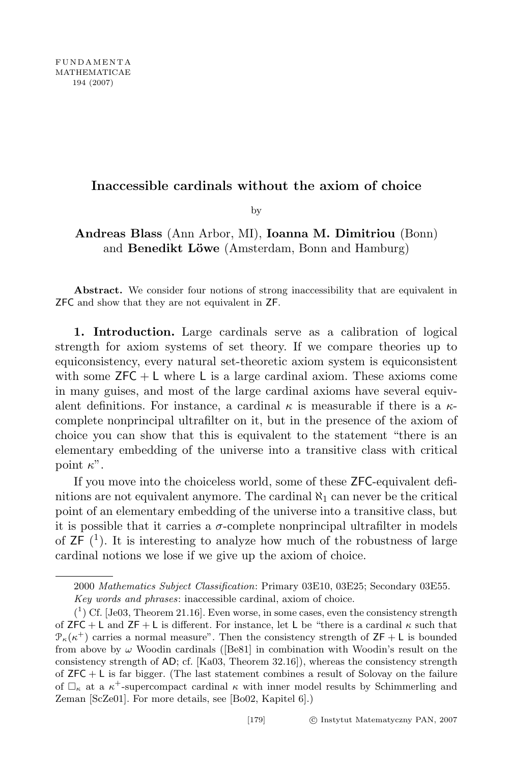# Inaccessible cardinals without the axiom of choice

by

**Andreas Blass** (Ann Arbor, MI), **Ioanna M. Dimitriou** (Bonn) and **Benedikt Löwe** (Amsterdam, Bonn and Hamburg)

**Abstract.** We consider four notions of strong inaccessibility that are equivalent in ZFC and show that they are not equivalent in ZF.

## 1. Introduction.

Large cardinals serve as a calibration of logical strength for axiom systems of set theory. If we compare theories up to equiconsistency, every natural set-theoretic axiom system is equiconsistent with some ZFC + L where L is a large cardinal axiom. These axioms come in many guises, and most of the large cardinal axioms have several equivalent definitions. For instance, a cardinal $\kappa$ is measurable if there is a $\kappa$-complete nonprincipal ultrafilter on it, but in the presence of the axiom of choice you can show that this is equivalent to the statement "there is an elementary embedding of the universe into a transitive class with critical point $\kappa$".

If you move into the choiceless world, some of these ZFC-equivalent definitions are not equivalent anymore. The cardinal $\aleph_1$ can never be the critical point of an elementary embedding of the universe into a transitive class, but it is possible that it carries a $\sigma$-complete nonprincipal ultrafilter in models of ZF ([1]). It is interesting to analyze how much of the robustness of large cardinal notions we lose if we give up the axiom of choice.

---

2000 *Mathematics Subject Classification*: Primary 03E10, 03E25; Secondary 03E55.

*Key words and phrases*: inaccessible cardinal, axiom of choice.

([1]) Cf. [Je03, Theorem 21.16]. Even worse, in some cases, even the consistency strength of ZFC + L and ZF + L is different. For instance, let L be "there is a cardinal $\kappa$ such that $\mathcal{P}_\kappa(\kappa^+)$ carries a normal measure". Then the consistency strength of ZF + L is bounded from above by $\omega$ Woodin cardinals ([Be81] in combination with Woodin's result on the consistency strength of AD; cf. [Ka03, Theorem 32.16]), whereas the consistency strength of ZFC + L is far bigger. (The last statement combines a result of Solovay on the failure of $\square_\kappa$ at a $\kappa^+$-supercompact cardinal $\kappa$ with inner model results by Schimmerling and Zeman [ScZe01]. For more details, see [Bo02, Kapitel 6].)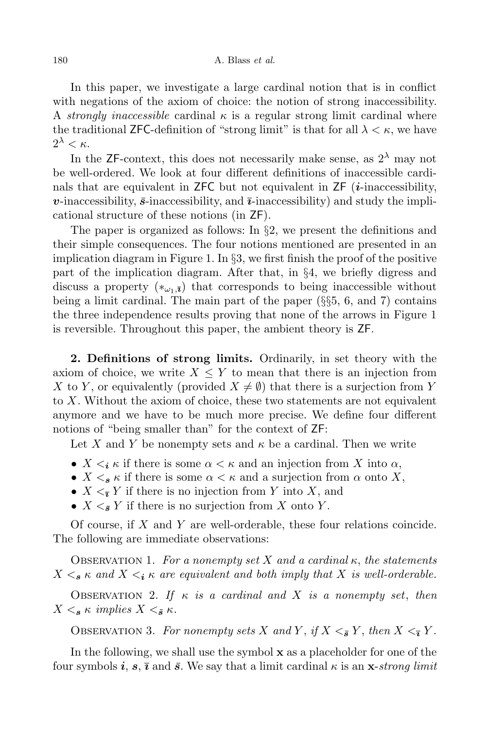In this paper, we investigate a large cardinal notion that is in conflict with negations of the axiom of choice: the notion of strong inaccessibility. A *strongly inaccessible* cardinal $\kappa$ is a regular strong limit cardinal where the traditional ZFC-definition of "strong limit" is that for all $\lambda < \kappa$, we have $2^\lambda < \kappa$.

In the ZF-context, this does not necessarily make sense, as $2^\lambda$ may not be well-ordered. We look at four different definitions of inaccessible cardinals that are equivalent in ZFC but not equivalent in ZF ($\boldsymbol{i}$-inaccessibility, $\boldsymbol{v}$-inaccessibility, $\bar{\boldsymbol{s}}$-inaccessibility, and $\bar{\boldsymbol{\imath}}$-inaccessibility) and study the implicational structure of these notions (in ZF).

The paper is organized as follows: In §2, we present the definitions and their simple consequences. The four notions mentioned are presented in an implication diagram in Figure 1. In §3, we first finish the proof of the positive part of the implication diagram. After that, in §4, we briefly digress and discuss a property $(*_{\omega_1,\bar{\boldsymbol{\imath}}})$ that corresponds to being inaccessible without being a limit cardinal. The main part of the paper (§§5, 6, and 7) contains the three independence results proving that none of the arrows in Figure 1 is reversible. Throughout this paper, the ambient theory is ZF.

**2. Definitions of strong limits.** Ordinarily, in set theory with the axiom of choice, we write $X \leq Y$ to mean that there is an injection from $X$ to $Y$, or equivalently (provided $X \neq \emptyset$) that there is a surjection from $Y$ to $X$. Without the axiom of choice, these two statements are not equivalent anymore and we have to be much more precise. We define four different notions of "being smaller than" for the context of ZF:

Let $X$ and $Y$ be nonempty sets and $\kappa$ be a cardinal. Then we write

- $X <_{\boldsymbol{i}} \kappa$ if there is some $\alpha < \kappa$ and an injection from $X$ into $\alpha$,
- $X <_{\boldsymbol{s}} \kappa$ if there is some $\alpha < \kappa$ and a surjection from $\alpha$ onto $X$,
- $X <_{\bar{\boldsymbol{\imath}}} Y$ if there is no injection from $Y$ into $X$, and
- $X <_{\bar{\boldsymbol{s}}} Y$ if there is no surjection from $X$ onto $Y$.

Of course, if $X$ and $Y$ are well-orderable, these four relations coincide. The following are immediate observations:

Observation 1. *For a nonempty set $X$ and a cardinal $\kappa$, the statements $X <_{\boldsymbol{s}} \kappa$ and $X <_{\boldsymbol{i}} \kappa$ are equivalent and both imply that $X$ is well-orderable.*

Observation 2. *If $\kappa$ is a cardinal and $X$ is a nonempty set, then $X <_{\boldsymbol{s}} \kappa$ implies $X <_{\bar{\boldsymbol{s}}} \kappa$.*

Observation 3. *For nonempty sets $X$ and $Y$, if $X <_{\bar{\boldsymbol{s}}} Y$, then $X <_{\bar{\boldsymbol{\imath}}} Y$.*

In the following, we shall use the symbol $\mathbf{x}$ as a placeholder for one of the four symbols $\boldsymbol{i}$, $\boldsymbol{s}$, $\bar{\boldsymbol{\imath}}$ and $\bar{\boldsymbol{s}}$. We say that a limit cardinal $\kappa$ is an $\mathbf{x}$-*strong limit*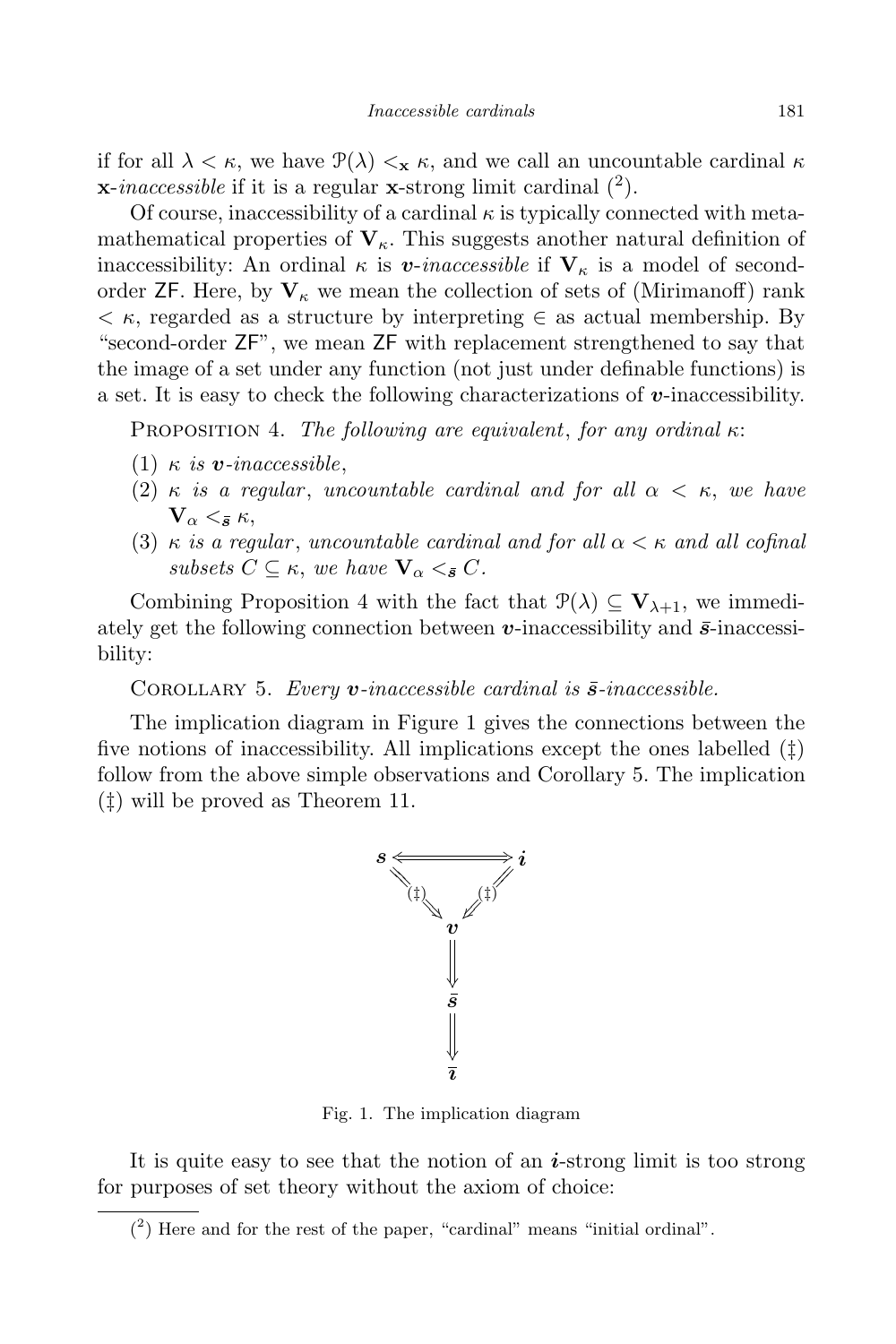if for all $\lambda < \kappa$, we have $\mathcal{P}(\lambda) <_{\mathbf{x}} \kappa$, and we call an uncountable cardinal $\kappa$ $\mathbf{x}$-*inaccessible* if it is a regular $\mathbf{x}$-strong limit cardinal [2].

Of course, inaccessibility of a cardinal $\kappa$ is typically connected with metamathematical properties of $\mathbf{V}_\kappa$. This suggests another natural definition of inaccessibility: An ordinal $\kappa$ is $\boldsymbol{v}$-*inaccessible* if $\mathbf{V}_\kappa$ is a model of second-order ZF. Here, by $\mathbf{V}_\kappa$ we mean the collection of sets of (Mirimanoff) rank $< \kappa$, regarded as a structure by interpreting $\in$ as actual membership. By "second-order ZF", we mean ZF with replacement strengthened to say that the image of a set under any function (not just under definable functions) is a set. It is easy to check the following characterizations of $\boldsymbol{v}$-inaccessibility.

Proposition 4. *The following are equivalent, for any ordinal* $\kappa$:

1. $\kappa$ *is* $\boldsymbol{v}$*-inaccessible*,
2. $\kappa$ *is a regular, uncountable cardinal and for all* $\alpha < \kappa$, *we have* $\mathbf{V}_\alpha <_{\bar{\boldsymbol{s}}} \kappa$,
3. $\kappa$ *is a regular, uncountable cardinal and for all* $\alpha < \kappa$ *and all cofinal subsets* $C \subseteq \kappa$, *we have* $\mathbf{V}_\alpha <_{\bar{\boldsymbol{s}}} C$.

Combining Proposition 4 with the fact that $\mathcal{P}(\lambda) \subseteq \mathbf{V}_{\lambda+1}$, we immediately get the following connection between $\boldsymbol{v}$-inaccessibility and $\bar{\boldsymbol{s}}$-inaccessibility:

Corollary 5. *Every* $\boldsymbol{v}$*-inaccessible cardinal is* $\bar{\boldsymbol{s}}$*-inaccessible.*

The implication diagram in Figure 1 gives the connections between the five notions of inaccessibility. All implications except the ones labelled (‡) follow from the above simple observations and Corollary 5. The implication (‡) will be proved as Theorem 11.

$$
\begin{array}{ccc}
\boldsymbol{s} & \Longleftrightarrow & \boldsymbol{i} \\
& \overset{(\ddagger)}{\searrow} \quad \overset{(\ddagger)}{\swarrow} & \\
& \boldsymbol{v} & \\
& \Downarrow & \\
& \bar{\boldsymbol{s}} & \\
& \Downarrow & \\
& \bar{\boldsymbol{\imath}} &
\end{array}
$$

Fig. 1. The implication diagram

It is quite easy to see that the notion of an $\boldsymbol{i}$-strong limit is too strong for purposes of set theory without the axiom of choice:

---

[2] Here and for the rest of the paper, "cardinal" means "initial ordinal".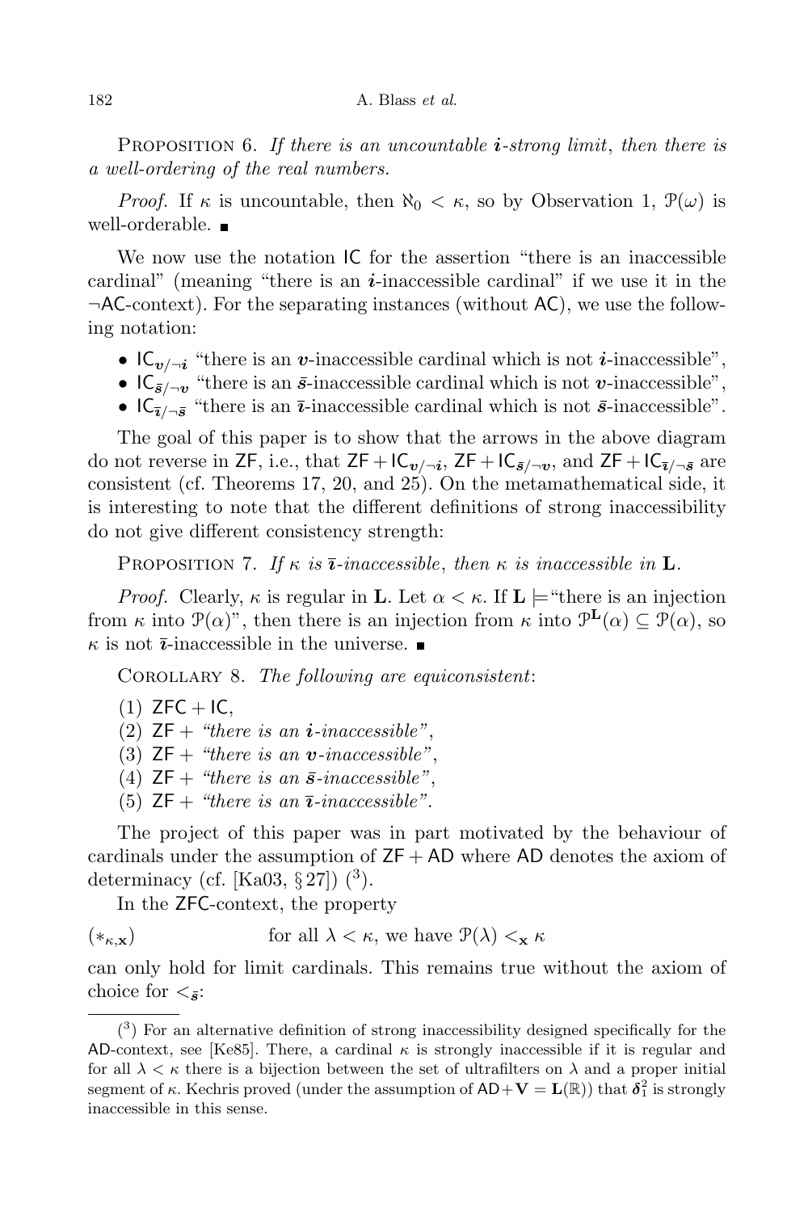PROPOSITION 6. *If there is an uncountable $\boldsymbol{i}$-strong limit, then there is a well-ordering of the real numbers.*

*Proof.* If $\kappa$ is uncountable, then $\aleph_0 < \kappa$, so by Observation 1, $\mathcal{P}(\omega)$ is well-orderable. ∎

We now use the notation $\mathsf{IC}$ for the assertion "there is an inaccessible cardinal" (meaning "there is an $\boldsymbol{i}$-inaccessible cardinal" if we use it in the $\neg\mathsf{AC}$-context). For the separating instances (without $\mathsf{AC}$), we use the following notation:

- $\mathsf{IC}_{\boldsymbol{v}/\neg\boldsymbol{i}}$ "there is an $\boldsymbol{v}$-inaccessible cardinal which is not $\boldsymbol{i}$-inaccessible",
- $\mathsf{IC}_{\bar{\boldsymbol{s}}/\neg\boldsymbol{v}}$ "there is an $\bar{\boldsymbol{s}}$-inaccessible cardinal which is not $\boldsymbol{v}$-inaccessible",
- $\mathsf{IC}_{\bar{\boldsymbol{\imath}}/\neg\bar{\boldsymbol{s}}}$ "there is an $\bar{\boldsymbol{\imath}}$-inaccessible cardinal which is not $\bar{\boldsymbol{s}}$-inaccessible".

The goal of this paper is to show that the arrows in the above diagram do not reverse in $\mathsf{ZF}$, i.e., that $\mathsf{ZF}+\mathsf{IC}_{\boldsymbol{v}/\neg\boldsymbol{i}}$, $\mathsf{ZF}+\mathsf{IC}_{\bar{\boldsymbol{s}}/\neg\boldsymbol{v}}$, and $\mathsf{ZF}+\mathsf{IC}_{\bar{\boldsymbol{\imath}}/\neg\bar{\boldsymbol{s}}}$ are consistent (cf. Theorems 17, 20, and 25). On the metamathematical side, it is interesting to note that the different definitions of strong inaccessibility do not give different consistency strength:

PROPOSITION 7. *If $\kappa$ is $\bar{\boldsymbol{\imath}}$-inaccessible, then $\kappa$ is inaccessible in $\mathbf{L}$.*

*Proof.* Clearly, $\kappa$ is regular in $\mathbf{L}$. Let $\alpha < \kappa$. If $\mathbf{L} \models$ "there is an injection from $\kappa$ into $\mathcal{P}(\alpha)$", then there is an injection from $\kappa$ into $\mathcal{P}^{\mathbf{L}}(\alpha) \subseteq \mathcal{P}(\alpha)$, so $\kappa$ is not $\bar{\boldsymbol{\imath}}$-inaccessible in the universe. ∎

COROLLARY 8. *The following are equiconsistent*:

(1) $\mathsf{ZFC}+\mathsf{IC}$,
(2) $\mathsf{ZF}+$ *"there is an $\boldsymbol{i}$-inaccessible"*,
(3) $\mathsf{ZF}+$ *"there is an $\boldsymbol{v}$-inaccessible"*,
(4) $\mathsf{ZF}+$ *"there is an $\bar{\boldsymbol{s}}$-inaccessible"*,
(5) $\mathsf{ZF}+$ *"there is an $\bar{\boldsymbol{\imath}}$-inaccessible"*.

The project of this paper was in part motivated by the behaviour of cardinals under the assumption of $\mathsf{ZF}+\mathsf{AD}$ where $\mathsf{AD}$ denotes the axiom of determinacy (cf. [Ka03, § 27]) (3).

In the $\mathsf{ZFC}$-context, the property

$$(*_{\kappa,\mathbf{x}}) \qquad \text{for all } \lambda < \kappa, \text{ we have } \mathcal{P}(\lambda) <_{\mathbf{x}} \kappa$$

can only hold for limit cardinals. This remains true without the axiom of choice for $<_{\bar{\boldsymbol{s}}}$:

---

(3) For an alternative definition of strong inaccessibility designed specifically for the $\mathsf{AD}$-context, see [Ke85]. There, a cardinal $\kappa$ is strongly inaccessible if it is regular and for all $\lambda < \kappa$ there is a bijection between the set of ultrafilters on $\lambda$ and a proper initial segment of $\kappa$. Kechris proved (under the assumption of $\mathsf{AD}+\mathbf{V}=\mathbf{L}(\mathbb{R})$) that $\boldsymbol{\delta}^2_1$ is strongly inaccessible in this sense.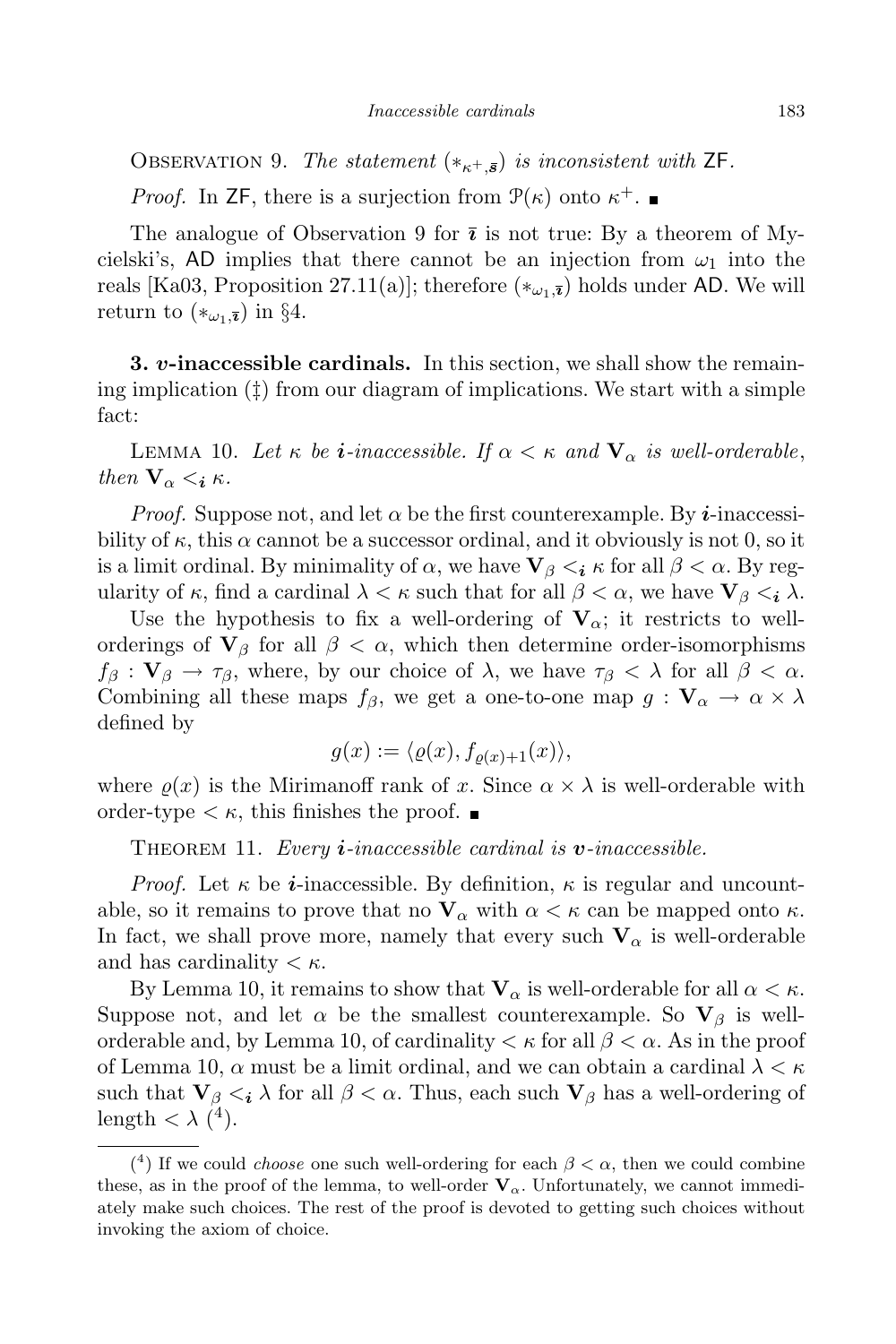Observation 9. *The statement* $(*_{\kappa^+,\bar{\boldsymbol{s}}})$ *is inconsistent with* ZF.

*Proof.* In ZF, there is a surjection from $\mathcal{P}(\kappa)$ onto $\kappa^+$. ∎

The analogue of Observation 9 for $\bar{\boldsymbol{\imath}}$ is not true: By a theorem of Mycielski's, AD implies that there cannot be an injection from $\omega_1$ into the reals [Ka03, Proposition 27.11(a)]; therefore $(*_{\omega_1,\bar{\boldsymbol{\imath}}})$ holds under AD. We will return to $(*_{\omega_1,\bar{\boldsymbol{\imath}}})$ in §4.

## 3. $\boldsymbol{v}$-inaccessible cardinals.

In this section, we shall show the remaining implication (‡) from our diagram of implications. We start with a simple fact:

Lemma 10. *Let* $\kappa$ *be* $\boldsymbol{i}$*-inaccessible. If* $\alpha < \kappa$ *and* $\mathbf{V}_\alpha$ *is well-orderable, then* $\mathbf{V}_\alpha <_{\boldsymbol{i}} \kappa$.

*Proof.* Suppose not, and let $\alpha$ be the first counterexample. By $\boldsymbol{i}$-inaccessibility of $\kappa$, this $\alpha$ cannot be a successor ordinal, and it obviously is not 0, so it is a limit ordinal. By minimality of $\alpha$, we have $\mathbf{V}_\beta <_{\boldsymbol{i}} \kappa$ for all $\beta < \alpha$. By regularity of $\kappa$, find a cardinal $\lambda < \kappa$ such that for all $\beta < \alpha$, we have $\mathbf{V}_\beta <_{\boldsymbol{i}} \lambda$.

Use the hypothesis to fix a well-ordering of $\mathbf{V}_\alpha$; it restricts to well-orderings of $\mathbf{V}_\beta$ for all $\beta < \alpha$, which then determine order-isomorphisms $f_\beta : \mathbf{V}_\beta \to \tau_\beta$, where, by our choice of $\lambda$, we have $\tau_\beta < \lambda$ for all $\beta < \alpha$. Combining all these maps $f_\beta$, we get a one-to-one map $g : \mathbf{V}_\alpha \to \alpha \times \lambda$ defined by

$$g(x) := \langle \varrho(x), f_{\varrho(x)+1}(x) \rangle,$$

where $\varrho(x)$ is the Mirimanoff rank of $x$. Since $\alpha \times \lambda$ is well-orderable with order-type $< \kappa$, this finishes the proof. ∎

Theorem 11. *Every* $\boldsymbol{i}$*-inaccessible cardinal is* $\boldsymbol{v}$*-inaccessible.*

*Proof.* Let $\kappa$ be $\boldsymbol{i}$-inaccessible. By definition, $\kappa$ is regular and uncountable, so it remains to prove that no $\mathbf{V}_\alpha$ with $\alpha < \kappa$ can be mapped onto $\kappa$. In fact, we shall prove more, namely that every such $\mathbf{V}_\alpha$ is well-orderable and has cardinality $< \kappa$.

By Lemma 10, it remains to show that $\mathbf{V}_\alpha$ is well-orderable for all $\alpha < \kappa$. Suppose not, and let $\alpha$ be the smallest counterexample. So $\mathbf{V}_\beta$ is well-orderable and, by Lemma 10, of cardinality $< \kappa$ for all $\beta < \alpha$. As in the proof of Lemma 10, $\alpha$ must be a limit ordinal, and we can obtain a cardinal $\lambda < \kappa$ such that $\mathbf{V}_\beta <_{\boldsymbol{i}} \lambda$ for all $\beta < \alpha$. Thus, each such $\mathbf{V}_\beta$ has a well-ordering of length $< \lambda$ [4].

---

[4] If we could *choose* one such well-ordering for each $\beta < \alpha$, then we could combine these, as in the proof of the lemma, to well-order $\mathbf{V}_\alpha$. Unfortunately, we cannot immediately make such choices. The rest of the proof is devoted to getting such choices without invoking the axiom of choice.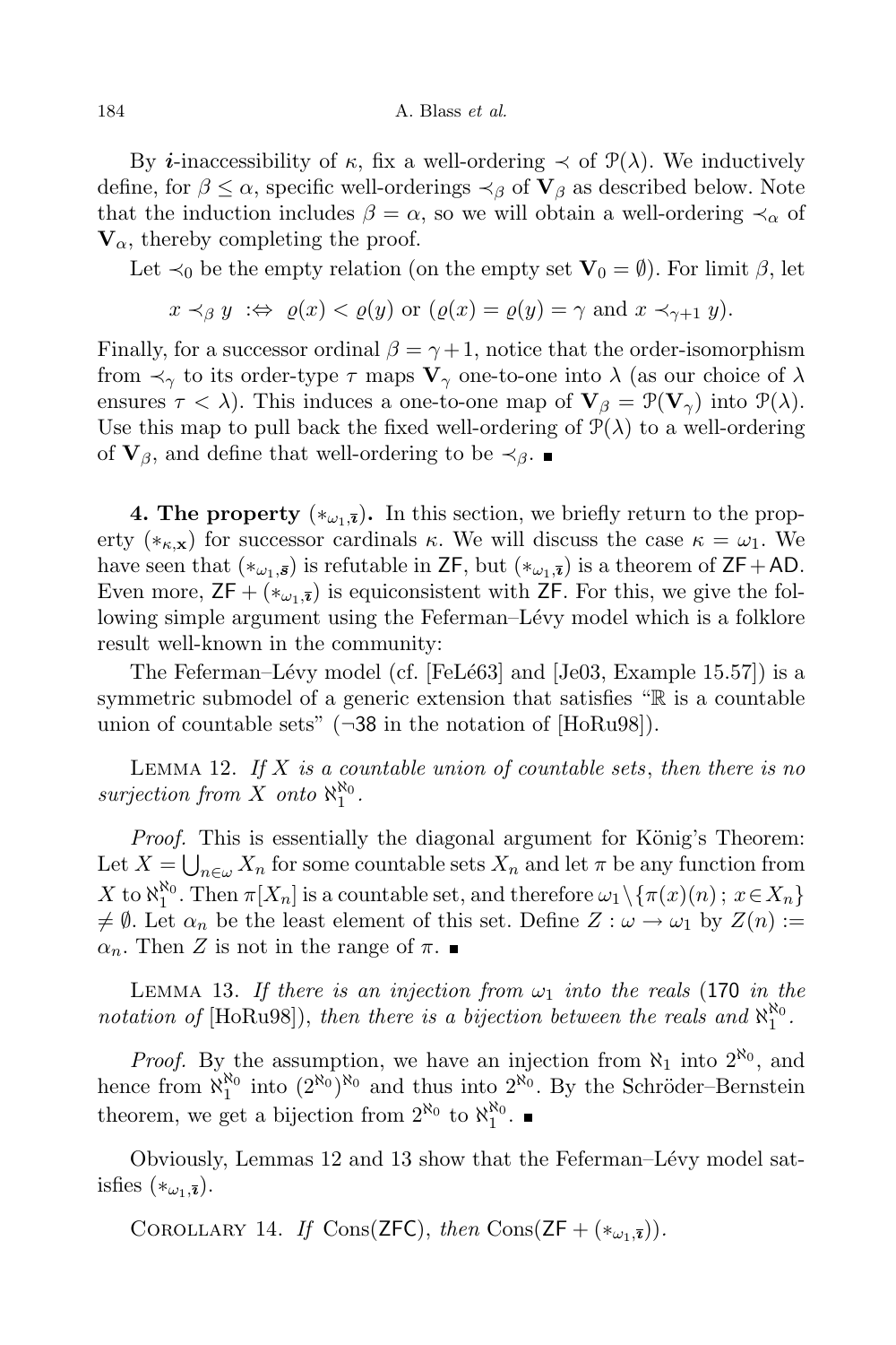By $\boldsymbol{i}$-inaccessibility of $\kappa$, fix a well-ordering $\prec$ of $\mathcal{P}(\lambda)$. We inductively define, for $\beta \leq \alpha$, specific well-orderings $\prec_\beta$ of $\mathbf{V}_\beta$ as described below. Note that the induction includes $\beta = \alpha$, so we will obtain a well-ordering $\prec_\alpha$ of $\mathbf{V}_\alpha$, thereby completing the proof.

Let $\prec_0$ be the empty relation (on the empty set $\mathbf{V}_0 = \emptyset$). For limit $\beta$, let

$$x \prec_\beta y \ :\Leftrightarrow\ \varrho(x) < \varrho(y) \text{ or } (\varrho(x) = \varrho(y) = \gamma \text{ and } x \prec_{\gamma+1} y).$$

Finally, for a successor ordinal $\beta = \gamma + 1$, notice that the order-isomorphism from $\prec_\gamma$ to its order-type $\tau$ maps $\mathbf{V}_\gamma$ one-to-one into $\lambda$ (as our choice of $\lambda$ ensures $\tau < \lambda$). This induces a one-to-one map of $\mathbf{V}_\beta = \mathcal{P}(\mathbf{V}_\gamma)$ into $\mathcal{P}(\lambda)$. Use this map to pull back the fixed well-ordering of $\mathcal{P}(\lambda)$ to a well-ordering of $\mathbf{V}_\beta$, and define that well-ordering to be $\prec_\beta$. ∎

**4. The property $(*_{\omega_1,\bar{\boldsymbol{\imath}}})$.** In this section, we briefly return to the property $(*_{\kappa,\mathbf{x}})$ for successor cardinals $\kappa$. We will discuss the case $\kappa = \omega_1$. We have seen that $(*_{\omega_1,\bar{\boldsymbol{s}}})$ is refutable in ZF, but $(*_{\omega_1,\bar{\boldsymbol{\imath}}})$ is a theorem of ZF + AD. Even more, ZF + $(*_{\omega_1,\bar{\boldsymbol{\imath}}})$ is equiconsistent with ZF. For this, we give the following simple argument using the Feferman–Lévy model which is a folklore result well-known in the community:

The Feferman–Lévy model (cf. [FeLé63] and [Je03, Example 15.57]) is a symmetric submodel of a generic extension that satisfies "$\mathbb{R}$ is a countable union of countable sets" (¬38 in the notation of [HoRu98]).

Lemma 12. *If $X$ is a countable union of countable sets, then there is no surjection from $X$ onto $\aleph_1^{\aleph_0}$.*

*Proof.* This is essentially the diagonal argument for König's Theorem: Let $X = \bigcup_{n\in\omega} X_n$ for some countable sets $X_n$ and let $\pi$ be any function from $X$ to $\aleph_1^{\aleph_0}$. Then $\pi[X_n]$ is a countable set, and therefore $\omega_1 \setminus \{\pi(x)(n)\,;\, x \in X_n\} \neq \emptyset$. Let $\alpha_n$ be the least element of this set. Define $Z : \omega \to \omega_1$ by $Z(n) := \alpha_n$. Then $Z$ is not in the range of $\pi$. ∎

Lemma 13. *If there is an injection from $\omega_1$ into the reals* (170 *in the notation of* [HoRu98]), *then there is a bijection between the reals and $\aleph_1^{\aleph_0}$.*

*Proof.* By the assumption, we have an injection from $\aleph_1$ into $2^{\aleph_0}$, and hence from $\aleph_1^{\aleph_0}$ into $(2^{\aleph_0})^{\aleph_0}$ and thus into $2^{\aleph_0}$. By the Schröder–Bernstein theorem, we get a bijection from $2^{\aleph_0}$ to $\aleph_1^{\aleph_0}$. ∎

Obviously, Lemmas 12 and 13 show that the Feferman–Lévy model satisfies $(*_{\omega_1,\bar{\boldsymbol{\imath}}})$.

Corollary 14. *If* Cons(ZFC), *then* Cons(ZF + $(*_{\omega_1,\bar{\boldsymbol{\imath}}})$).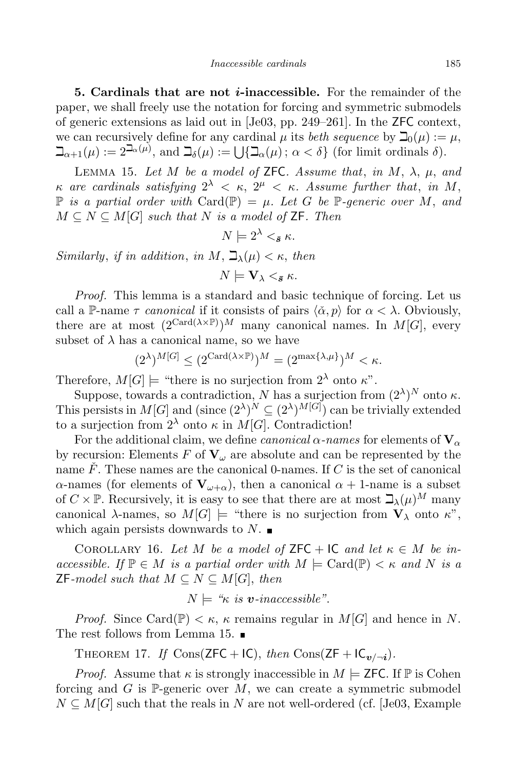**5. Cardinals that are not $\boldsymbol{i}$-inaccessible.** For the remainder of the paper, we shall freely use the notation for forcing and symmetric submodels of generic extensions as laid out in [Je03, pp. 249–261]. In the ZFC context, we can recursively define for any cardinal $\mu$ its *beth sequence* by $\beth_0(\mu) := \mu$, $\beth_{\alpha+1}(\mu) := 2^{\beth_\alpha(\mu)}$, and $\beth_\delta(\mu) := \bigcup\{\beth_\alpha(\mu)\,;\, \alpha < \delta\}$ (for limit ordinals $\delta$).

Lemma 15. *Let $M$ be a model of* ZFC. *Assume that, in $M$, $\lambda$, $\mu$, and $\kappa$ are cardinals satisfying $2^\lambda < \kappa$, $2^\mu < \kappa$. Assume further that, in $M$, $\mathbb{P}$ is a partial order with $\mathrm{Card}(\mathbb{P}) = \mu$. Let $G$ be $\mathbb{P}$-generic over $M$, and $M \subseteq N \subseteq M[G]$ such that $N$ is a model of* ZF. *Then*

$$N \models 2^\lambda <_{\boldsymbol{s}} \kappa.$$

*Similarly, if in addition, in $M$, $\beth_\lambda(\mu) < \kappa$, then*

$$N \models \mathbf{V}_\lambda <_{\boldsymbol{s}} \kappa.$$

*Proof.* This lemma is a standard and basic technique of forcing. Let us call a $\mathbb{P}$-name $\tau$ *canonical* if it consists of pairs $\langle \check{\alpha}, p\rangle$ for $\alpha < \lambda$. Obviously, there are at most $(2^{\mathrm{Card}(\lambda\times\mathbb{P})})^M$ many canonical names. In $M[G]$, every subset of $\lambda$ has a canonical name, so we have

$$(2^\lambda)^{M[G]} \leq (2^{\mathrm{Card}(\lambda\times\mathbb{P})})^M = (2^{\max\{\lambda,\mu\}})^M < \kappa.$$

Therefore, $M[G] \models$ "there is no surjection from $2^\lambda$ onto $\kappa$".

Suppose, towards a contradiction, $N$ has a surjection from $(2^\lambda)^N$ onto $\kappa$. This persists in $M[G]$ and (since $(2^\lambda)^N \subseteq (2^\lambda)^{M[G]}$) can be trivially extended to a surjection from $2^\lambda$ onto $\kappa$ in $M[G]$. Contradiction!

For the additional claim, we define *canonical $\alpha$-names* for elements of $\mathbf{V}_\alpha$ by recursion: Elements $F$ of $\mathbf{V}_\omega$ are absolute and can be represented by the name $\check{F}$. These names are the canonical 0-names. If $C$ is the set of canonical $\alpha$-names (for elements of $\mathbf{V}_{\omega+\alpha}$), then a canonical $\alpha+1$-name is a subset of $C \times \mathbb{P}$. Recursively, it is easy to see that there are at most $\beth_\lambda(\mu)^M$ many canonical $\lambda$-names, so $M[G] \models$ "there is no surjection from $\mathbf{V}_\lambda$ onto $\kappa$", which again persists downwards to $N$. ∎

Corollary 16. *Let $M$ be a model of* $\mathsf{ZFC} + \mathsf{IC}$ *and let $\kappa \in M$ be inaccessible. If $\mathbb{P} \in M$ is a partial order with $M \models \mathrm{Card}(\mathbb{P}) < \kappa$ and $N$ is a* ZF*-model such that $M \subseteq N \subseteq M[G]$, then*

$$N \models \text{“}\kappa \text{ is } \boldsymbol{v}\text{-inaccessible”}.$$

*Proof.* Since $\mathrm{Card}(\mathbb{P}) < \kappa$, $\kappa$ remains regular in $M[G]$ and hence in $N$. The rest follows from Lemma 15. ∎

Theorem 17. *If* $\mathrm{Cons}(\mathsf{ZFC} + \mathsf{IC})$, *then* $\mathrm{Cons}(\mathsf{ZF} + \mathsf{IC}_{\boldsymbol{v}/\neg\boldsymbol{i}})$.

*Proof.* Assume that $\kappa$ is strongly inaccessible in $M \models \mathsf{ZFC}$. If $\mathbb{P}$ is Cohen forcing and $G$ is $\mathbb{P}$-generic over $M$, we can create a symmetric submodel $N \subseteq M[G]$ such that the reals in $N$ are not well-ordered (cf. [Je03, Example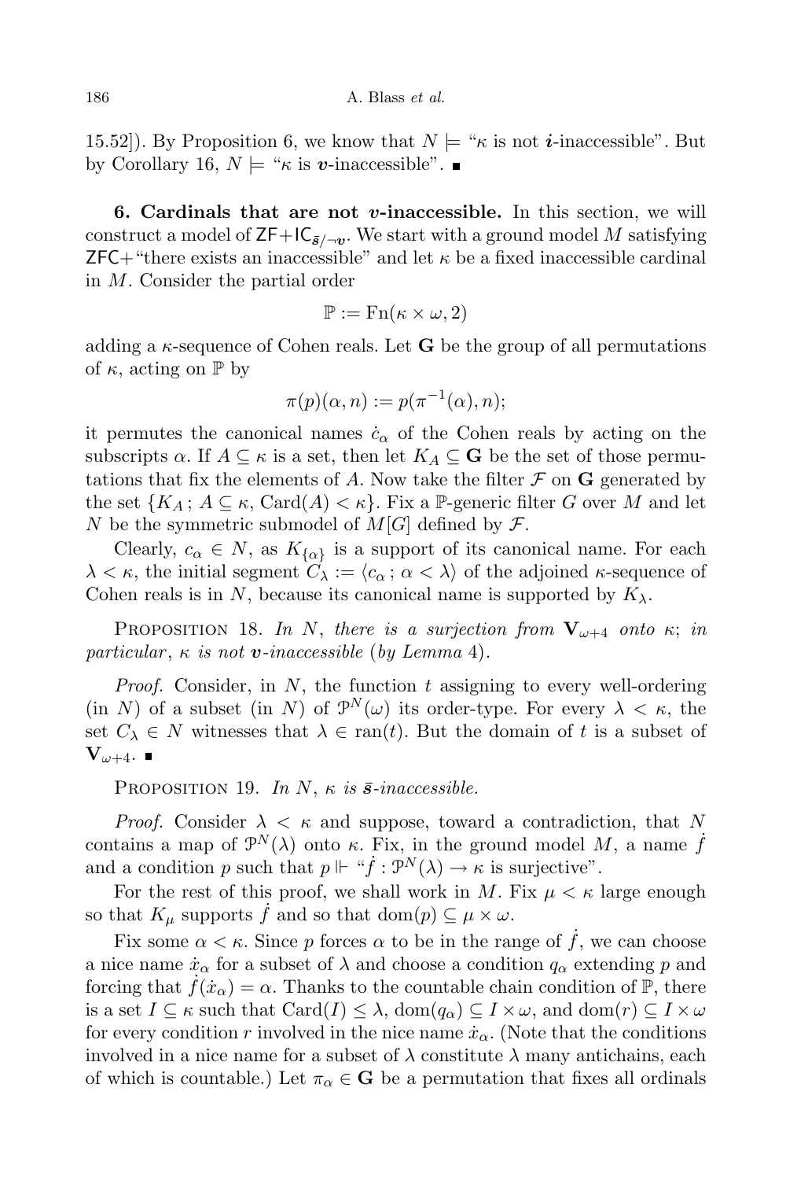15.52]). By Proposition 6, we know that $N \models$ "$\kappa$ is not $\boldsymbol{i}$-inaccessible". But by Corollary 16, $N \models$ "$\kappa$ is $\boldsymbol{v}$-inaccessible". ■

**6. Cardinals that are not $\boldsymbol{v}$-inaccessible.** In this section, we will construct a model of $\mathsf{ZF}+\mathsf{IC}_{\bar{\boldsymbol{s}}/\neg\boldsymbol{v}}$. We start with a ground model $M$ satisfying $\mathsf{ZFC}+$"there exists an inaccessible" and let $\kappa$ be a fixed inaccessible cardinal in $M$. Consider the partial order

$$\mathbb{P} := \mathrm{Fn}(\kappa \times \omega, 2)$$

adding a $\kappa$-sequence of Cohen reals. Let $\mathbf{G}$ be the group of all permutations of $\kappa$, acting on $\mathbb{P}$ by

$$\pi(p)(\alpha, n) := p(\pi^{-1}(\alpha), n);$$

it permutes the canonical names $\dot{c}_\alpha$ of the Cohen reals by acting on the subscripts $\alpha$. If $A \subseteq \kappa$ is a set, then let $K_A \subseteq \mathbf{G}$ be the set of those permutations that fix the elements of $A$. Now take the filter $\mathcal{F}$ on $\mathbf{G}$ generated by the set $\{K_A\,;\, A \subseteq \kappa,\ \mathrm{Card}(A) < \kappa\}$. Fix a $\mathbb{P}$-generic filter $G$ over $M$ and let $N$ be the symmetric submodel of $M[G]$ defined by $\mathcal{F}$.

Clearly, $c_\alpha \in N$, as $K_{\{\alpha\}}$ is a support of its canonical name. For each $\lambda < \kappa$, the initial segment $C_\lambda := \langle c_\alpha\,;\, \alpha < \lambda\rangle$ of the adjoined $\kappa$-sequence of Cohen reals is in $N$, because its canonical name is supported by $K_\lambda$.

Proposition 18. *In $N$, there is a surjection from $\mathbf{V}_{\omega+4}$ onto $\kappa$; in particular, $\kappa$ is not $\boldsymbol{v}$-inaccessible* (*by Lemma* 4).

*Proof.* Consider, in $N$, the function $t$ assigning to every well-ordering (in $N$) of a subset (in $N$) of $\mathcal{P}^N(\omega)$ its order-type. For every $\lambda < \kappa$, the set $C_\lambda \in N$ witnesses that $\lambda \in \mathrm{ran}(t)$. But the domain of $t$ is a subset of $\mathbf{V}_{\omega+4}$. ■

Proposition 19. *In $N$, $\kappa$ is $\bar{\boldsymbol{s}}$-inaccessible.*

*Proof.* Consider $\lambda < \kappa$ and suppose, toward a contradiction, that $N$ contains a map of $\mathcal{P}^N(\lambda)$ onto $\kappa$. Fix, in the ground model $M$, a name $\dot{f}$ and a condition $p$ such that $p \Vdash$ "$\dot{f} : \mathcal{P}^N(\lambda) \to \kappa$ is surjective".

For the rest of this proof, we shall work in $M$. Fix $\mu < \kappa$ large enough so that $K_\mu$ supports $\dot{f}$ and so that $\mathrm{dom}(p) \subseteq \mu \times \omega$.

Fix some $\alpha < \kappa$. Since $p$ forces $\alpha$ to be in the range of $\dot{f}$, we can choose a nice name $\dot{x}_\alpha$ for a subset of $\lambda$ and choose a condition $q_\alpha$ extending $p$ and forcing that $\dot{f}(\dot{x}_\alpha) = \alpha$. Thanks to the countable chain condition of $\mathbb{P}$, there is a set $I \subseteq \kappa$ such that $\mathrm{Card}(I) \le \lambda$, $\mathrm{dom}(q_\alpha) \subseteq I \times \omega$, and $\mathrm{dom}(r) \subseteq I \times \omega$ for every condition $r$ involved in the nice name $\dot{x}_\alpha$. (Note that the conditions involved in a nice name for a subset of $\lambda$ constitute $\lambda$ many antichains, each of which is countable.) Let $\pi_\alpha \in \mathbf{G}$ be a permutation that fixes all ordinals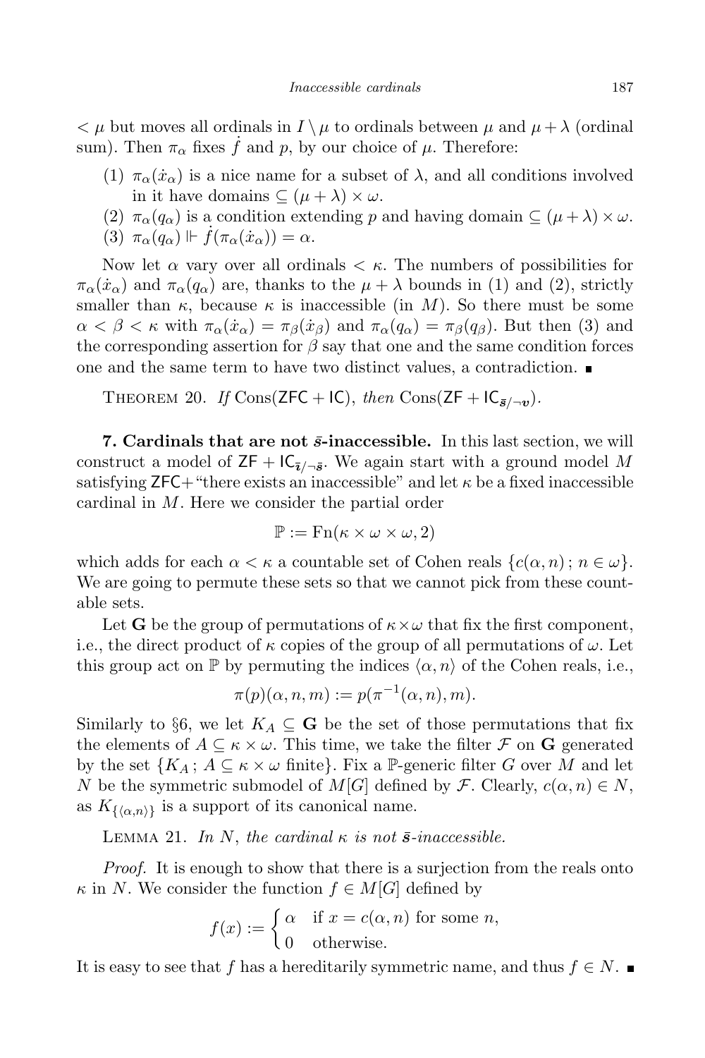$< \mu$ but moves all ordinals in $I \setminus \mu$ to ordinals between $\mu$ and $\mu + \lambda$ (ordinal sum). Then $\pi_\alpha$ fixes $\dot{f}$ and $p$, by our choice of $\mu$. Therefore:

(1) $\pi_\alpha(\dot{x}_\alpha)$ is a nice name for a subset of $\lambda$, and all conditions involved in it have domains $\subseteq (\mu + \lambda) \times \omega$.

(2) $\pi_\alpha(q_\alpha)$ is a condition extending $p$ and having domain $\subseteq (\mu + \lambda) \times \omega$.

(3) $\pi_\alpha(q_\alpha) \Vdash \dot{f}(\pi_\alpha(\dot{x}_\alpha)) = \alpha$.

Now let $\alpha$ vary over all ordinals $< \kappa$. The numbers of possibilities for $\pi_\alpha(\dot{x}_\alpha)$ and $\pi_\alpha(q_\alpha)$ are, thanks to the $\mu + \lambda$ bounds in (1) and (2), strictly smaller than $\kappa$, because $\kappa$ is inaccessible (in $M$). So there must be some $\alpha < \beta < \kappa$ with $\pi_\alpha(\dot{x}_\alpha) = \pi_\beta(\dot{x}_\beta)$ and $\pi_\alpha(q_\alpha) = \pi_\beta(q_\beta)$. But then (3) and the corresponding assertion for $\beta$ say that one and the same condition forces one and the same term to have two distinct values, a contradiction. ∎

THEOREM 20. *If* $\mathrm{Cons}(\mathsf{ZFC} + \mathsf{IC})$, *then* $\mathrm{Cons}(\mathsf{ZF} + \mathsf{IC}_{\bar{\boldsymbol{s}}/\neg \boldsymbol{v}})$.

**7. Cardinals that are not $\bar{s}$-inaccessible.** In this last section, we will construct a model of $\mathsf{ZF} + \mathsf{IC}_{\bar{\boldsymbol{\imath}}/\neg \bar{\boldsymbol{s}}}$. We again start with a ground model $M$ satisfying $\mathsf{ZFC}+$ "there exists an inaccessible" and let $\kappa$ be a fixed inaccessible cardinal in $M$. Here we consider the partial order

$$\mathbb{P} := \mathrm{Fn}(\kappa \times \omega \times \omega, 2)$$

which adds for each $\alpha < \kappa$ a countable set of Cohen reals $\{c(\alpha, n)\,;\, n \in \omega\}$. We are going to permute these sets so that we cannot pick from these countable sets.

Let $\mathbf{G}$ be the group of permutations of $\kappa \times \omega$ that fix the first component, i.e., the direct product of $\kappa$ copies of the group of all permutations of $\omega$. Let this group act on $\mathbb{P}$ by permuting the indices $\langle \alpha, n \rangle$ of the Cohen reals, i.e.,

$$\pi(p)(\alpha, n, m) := p(\pi^{-1}(\alpha, n), m).$$

Similarly to §6, we let $K_A \subseteq \mathbf{G}$ be the set of those permutations that fix the elements of $A \subseteq \kappa \times \omega$. This time, we take the filter $\mathcal{F}$ on $\mathbf{G}$ generated by the set $\{K_A\,;\, A \subseteq \kappa \times \omega \text{ finite}\}$. Fix a $\mathbb{P}$-generic filter $G$ over $M$ and let $N$ be the symmetric submodel of $M[G]$ defined by $\mathcal{F}$. Clearly, $c(\alpha, n) \in N$, as $K_{\{\langle \alpha, n \rangle\}}$ is a support of its canonical name.

LEMMA 21. *In* $N$, *the cardinal* $\kappa$ *is not* $\bar{\boldsymbol{s}}$*-inaccessible.*

*Proof.* It is enough to show that there is a surjection from the reals onto $\kappa$ in $N$. We consider the function $f \in M[G]$ defined by

$$f(x) := \begin{cases} \alpha & \text{if } x = c(\alpha, n) \text{ for some } n, \\ 0 & \text{otherwise.} \end{cases}$$

It is easy to see that $f$ has a hereditarily symmetric name, and thus $f \in N$. ∎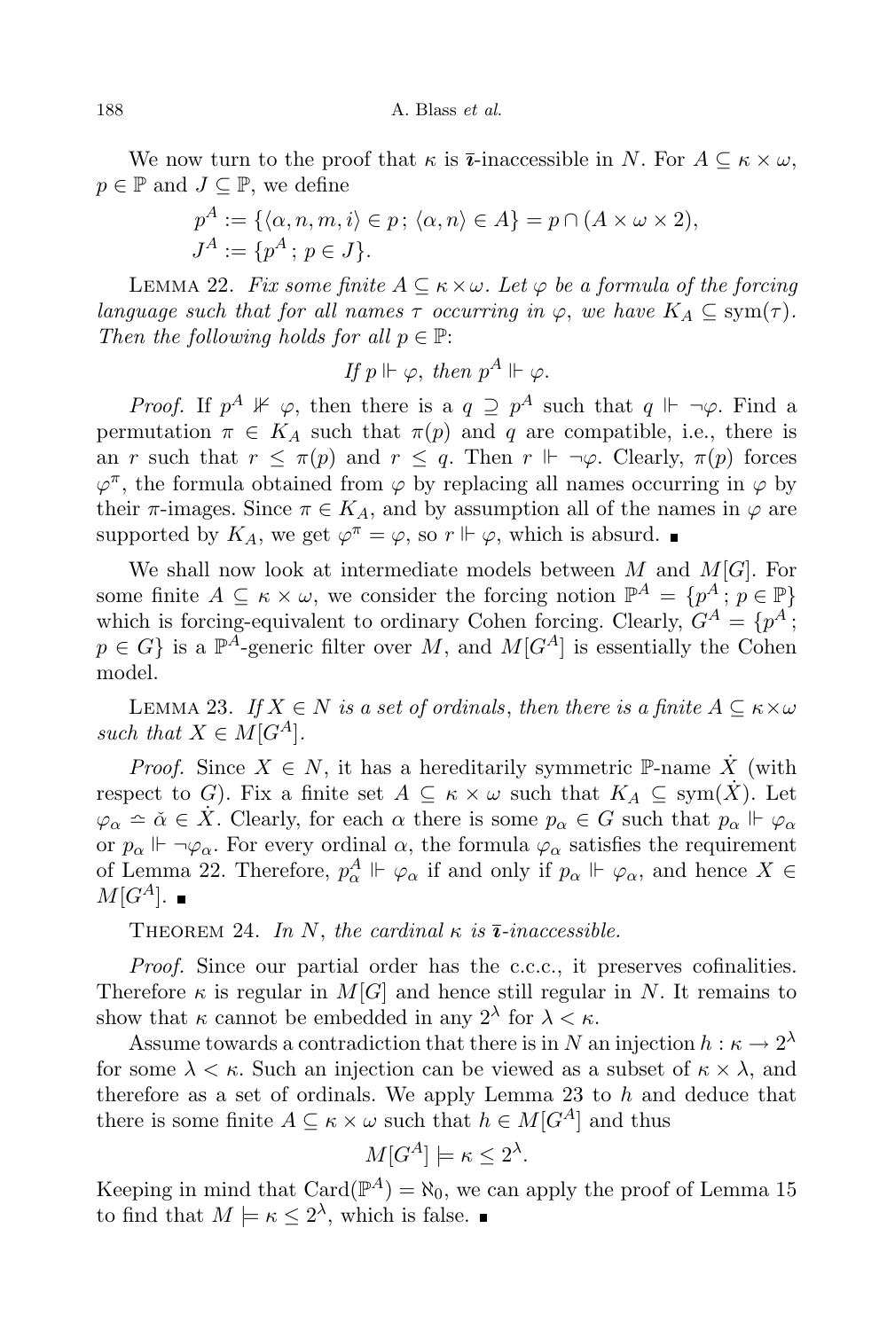We now turn to the proof that $\kappa$ is $\bar{\imath}$-inaccessible in $N$. For $A \subseteq \kappa \times \omega$, $p \in \mathbb{P}$ and $J \subseteq \mathbb{P}$, we define

$$p^A := \{\langle \alpha, n, m, i\rangle \in p\,;\, \langle \alpha, n\rangle \in A\} = p \cap (A \times \omega \times 2),$$
$$J^A := \{p^A\,;\, p \in J\}.$$

Lemma 22. *Fix some finite $A \subseteq \kappa \times \omega$. Let $\varphi$ be a formula of the forcing language such that for all names $\tau$ occurring in $\varphi$, we have $K_A \subseteq \mathrm{sym}(\tau)$. Then the following holds for all $p \in \mathbb{P}$:*

$$\textit{If } p \Vdash \varphi, \textit{ then } p^A \Vdash \varphi.$$

*Proof.* If $p^A \nVdash \varphi$, then there is a $q \supseteq p^A$ such that $q \Vdash \neg\varphi$. Find a permutation $\pi \in K_A$ such that $\pi(p)$ and $q$ are compatible, i.e., there is an $r$ such that $r \le \pi(p)$ and $r \le q$. Then $r \Vdash \neg\varphi$. Clearly, $\pi(p)$ forces $\varphi^\pi$, the formula obtained from $\varphi$ by replacing all names occurring in $\varphi$ by their $\pi$-images. Since $\pi \in K_A$, and by assumption all of the names in $\varphi$ are supported by $K_A$, we get $\varphi^\pi = \varphi$, so $r \Vdash \varphi$, which is absurd. ∎

We shall now look at intermediate models between $M$ and $M[G]$. For some finite $A \subseteq \kappa \times \omega$, we consider the forcing notion $\mathbb{P}^A = \{p^A\,;\, p \in \mathbb{P}\}$ which is forcing-equivalent to ordinary Cohen forcing. Clearly, $G^A = \{p^A\,;\, p \in G\}$ is a $\mathbb{P}^A$-generic filter over $M$, and $M[G^A]$ is essentially the Cohen model.

Lemma 23. *If $X \in N$ is a set of ordinals, then there is a finite $A \subseteq \kappa\times\omega$ such that $X \in M[G^A]$.*

*Proof.* Since $X \in N$, it has a hereditarily symmetric $\mathbb{P}$-name $\dot{X}$ (with respect to $G$). Fix a finite set $A \subseteq \kappa \times \omega$ such that $K_A \subseteq \mathrm{sym}(\dot{X})$. Let $\varphi_\alpha \doteq \check{\alpha} \in \dot{X}$. Clearly, for each $\alpha$ there is some $p_\alpha \in G$ such that $p_\alpha \Vdash \varphi_\alpha$ or $p_\alpha \Vdash \neg\varphi_\alpha$. For every ordinal $\alpha$, the formula $\varphi_\alpha$ satisfies the requirement of Lemma 22. Therefore, $p_\alpha^A \Vdash \varphi_\alpha$ if and only if $p_\alpha \Vdash \varphi_\alpha$, and hence $X \in M[G^A]$. ∎

Theorem 24. *In $N$, the cardinal $\kappa$ is $\bar{\imath}$-inaccessible.*

*Proof.* Since our partial order has the c.c.c., it preserves cofinalities. Therefore $\kappa$ is regular in $M[G]$ and hence still regular in $N$. It remains to show that $\kappa$ cannot be embedded in any $2^\lambda$ for $\lambda < \kappa$.

Assume towards a contradiction that there is in $N$ an injection $h : \kappa \to 2^\lambda$ for some $\lambda < \kappa$. Such an injection can be viewed as a subset of $\kappa \times \lambda$, and therefore as a set of ordinals. We apply Lemma 23 to $h$ and deduce that there is some finite $A \subseteq \kappa \times \omega$ such that $h \in M[G^A]$ and thus

$$M[G^A] \models \kappa \le 2^\lambda.$$

Keeping in mind that $\mathrm{Card}(\mathbb{P}^A) = \aleph_0$, we can apply the proof of Lemma 15 to find that $M \models \kappa \le 2^\lambda$, which is false. ∎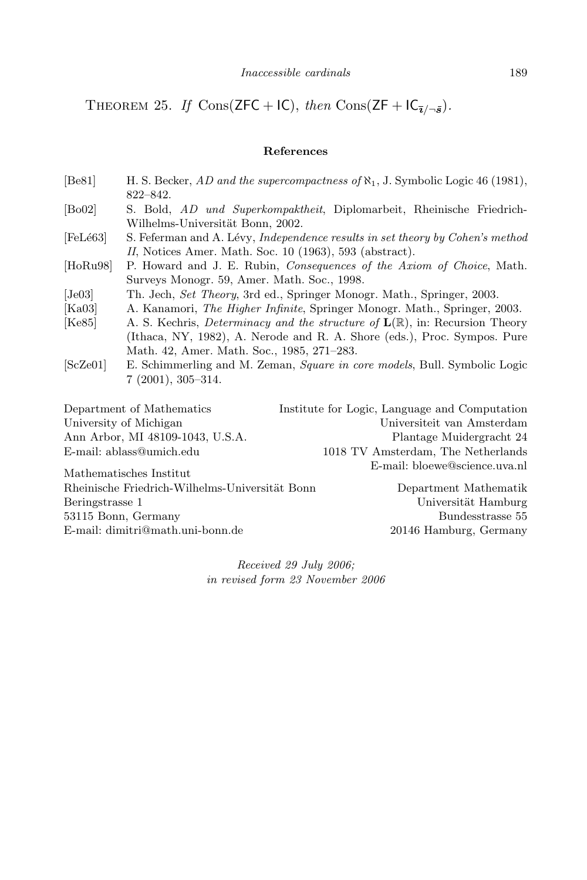THEOREM 25. *If* $\mathrm{Cons}(\mathsf{ZFC}+\mathsf{IC})$, *then* $\mathrm{Cons}(\mathsf{ZF}+\mathsf{IC}_{\bar{\imath}/\neg\bar{s}})$.

## References

[Be81] H. S. Becker, *AD and the supercompactness of* $\aleph_1$, J. Symbolic Logic 46 (1981), 822–842.

[Bo02] S. Bold, *AD und Superkompaktheit*, Diplomarbeit, Rheinische Friedrich-Wilhelms-Universität Bonn, 2002.

[FeLé63] S. Feferman and A. Lévy, *Independence results in set theory by Cohen's method II*, Notices Amer. Math. Soc. 10 (1963), 593 (abstract).

[HoRu98] P. Howard and J. E. Rubin, *Consequences of the Axiom of Choice*, Math. Surveys Monogr. 59, Amer. Math. Soc., 1998.

[Je03] Th. Jech, *Set Theory*, 3rd ed., Springer Monogr. Math., Springer, 2003.

[Ka03] A. Kanamori, *The Higher Infinite*, Springer Monogr. Math., Springer, 2003.

[Ke85] A. S. Kechris, *Determinacy and the structure of* $\mathbf{L}(\mathbb{R})$, in: Recursion Theory (Ithaca, NY, 1982), A. Nerode and R. A. Shore (eds.), Proc. Sympos. Pure Math. 42, Amer. Math. Soc., 1985, 271–283.

[ScZe01] E. Schimmerling and M. Zeman, *Square in core models*, Bull. Symbolic Logic 7 (2001), 305–314.

Department of Mathematics
University of Michigan
Ann Arbor, MI 48109-1043, U.S.A.
E-mail: ablass@umich.edu

Institute for Logic, Language and Computation
Universiteit van Amsterdam
Plantage Muidergracht 24
1018 TV Amsterdam, The Netherlands
E-mail: bloewe@science.uva.nl

Mathematisches Institut
Rheinische Friedrich-Wilhelms-Universität Bonn
Beringstrasse 1
53115 Bonn, Germany
E-mail: dimitri@math.uni-bonn.de

Department Mathematik
Universität Hamburg
Bundesstrasse 55
20146 Hamburg, Germany

*Received 29 July 2006;*
*in revised form 23 November 2006*